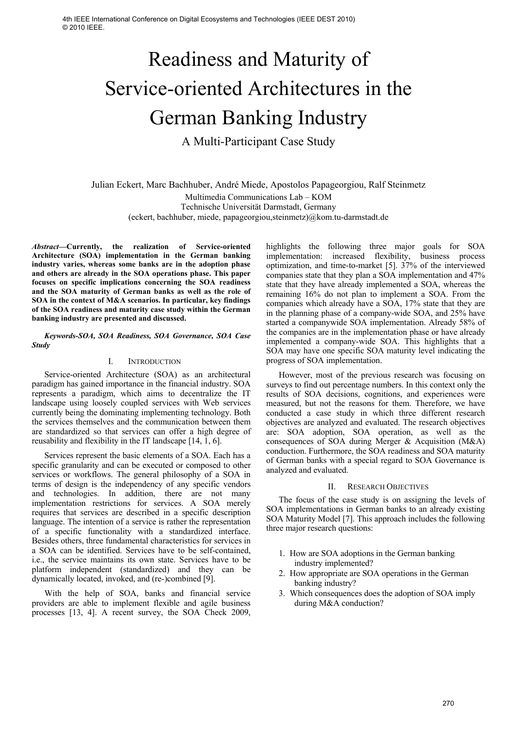# Readiness and Maturity of Service-oriented Architectures in the German Banking Industry

## A Multi-Participant Case Study

Julian Eckert, Marc Bachhuber, André Miede, Apostolos Papageorgiou, Ralf Steinmetz

Multimedia Communications Lab – KOM
Technische Universität Darmstadt, Germany
(eckert, bachhuber, miede, papageorgiou,steinmetz)@kom.tu-darmstadt.de

***Abstract*—Currently, the realization of Service-oriented Architecture (SOA) implementation in the German banking industry varies, whereas some banks are in the adoption phase and others are already in the SOA operations phase. This paper focuses on specific implications concerning the SOA readiness and the SOA maturity of German banks as well as the role of SOA in the context of M&A scenarios. In particular, key findings of the SOA readiness and maturity case study within the German banking industry are presented and discussed.**

***Keywords-SOA, SOA Readiness, SOA Governance, SOA Case Study***

## I. Introduction

Service-oriented Architecture (SOA) as an architectural paradigm has gained importance in the financial industry. SOA represents a paradigm, which aims to decentralize the IT landscape using loosely coupled services with Web services currently being the dominating implementing technology. Both the services themselves and the communication between them are standardized so that services can offer a high degree of reusability and flexibility in the IT landscape [14, 1, 6].

Services represent the basic elements of a SOA. Each has a specific granularity and can be executed or composed to other services or workflows. The general philosophy of a SOA in terms of design is the independency of any specific vendors and technologies. In addition, there are not many implementation restrictions for services. A SOA merely requires that services are described in a specific description language. The intention of a service is rather the representation of a specific functionality with a standardized interface. Besides others, three fundamental characteristics for services in a SOA can be identified. Services have to be self-contained, i.e., the service maintains its own state. Services have to be platform independent (standardized) and they can be dynamically located, invoked, and (re-)combined [9].

With the help of SOA, banks and financial service providers are able to implement flexible and agile business processes [13, 4]. A recent survey, the SOA Check 2009, highlights the following three major goals for SOA implementation: increased flexibility, business process optimization, and time-to-market [5]. 37% of the interviewed companies state that they plan a SOA implementation and 47% state that they have already implemented a SOA, whereas the remaining 16% do not plan to implement a SOA. From the companies which already have a SOA, 17% state that they are in the planning phase of a company-wide SOA, and 25% have started a companywide SOA implementation. Already 58% of the companies are in the implementation phase or have already implemented a company-wide SOA. This highlights that a SOA may have one specific SOA maturity level indicating the progress of SOA implementation.

However, most of the previous research was focusing on surveys to find out percentage numbers. In this context only the results of SOA decisions, cognitions, and experiences were measured, but not the reasons for them. Therefore, we have conducted a case study in which three different research objectives are analyzed and evaluated. The research objectives are: SOA adoption, SOA operation, as well as the consequences of SOA during Merger & Acquisition (M&A) conduction. Furthermore, the SOA readiness and SOA maturity of German banks with a special regard to SOA Governance is analyzed and evaluated.

## II. Research Objectives

The focus of the case study is on assigning the levels of SOA implementations in German banks to an already existing SOA Maturity Model [7]. This approach includes the following three major research questions:

1. How are SOA adoptions in the German banking industry implemented?
2. How appropriate are SOA operations in the German banking industry?
3. Which consequences does the adoption of SOA imply during M&A conduction?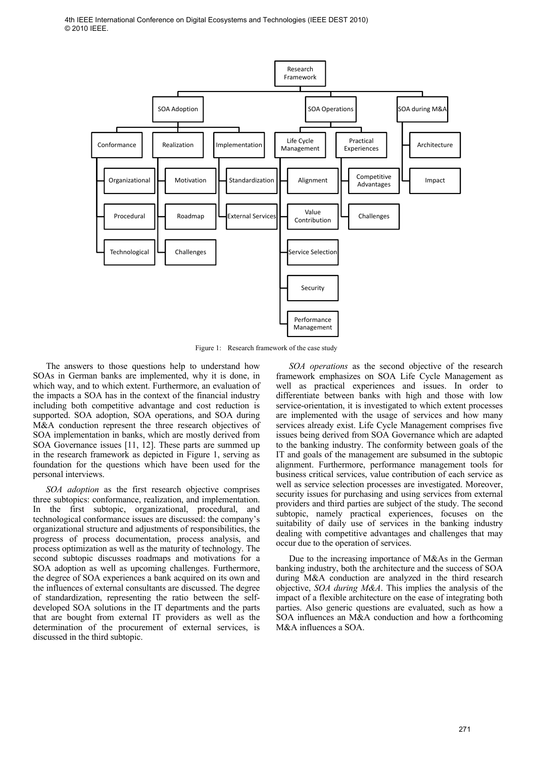Research Framework

SOA Adoption

Conformance

Organizational

Procedural

Technological

Realization

Motivation

Roadmap

Challenges

Implementation

Standardization

External Services

SOA Operations

Life Cycle Management

Alignment

Value Contribution

Service Selection

Security

Performance Management

Practical Experiences

Competitive Advantages

Challenges

SOA during M&A

Architecture

Impact

Figure 1: Research framework of the case study

The answers to those questions help to understand how SOAs in German banks are implemented, why it is done, in which way, and to which extent. Furthermore, an evaluation of the impacts a SOA has in the context of the financial industry including both competitive advantage and cost reduction is supported. SOA adoption, SOA operations, and SOA during M&A conduction represent the three research objectives of SOA implementation in banks, which are mostly derived from SOA Governance issues [11, 12]. These parts are summed up in the research framework as depicted in Figure 1, serving as foundation for the questions which have been used for the personal interviews.

*SOA adoption* as the first research objective comprises three subtopics: conformance, realization, and implementation. In the first subtopic, organizational, procedural, and technological conformance issues are discussed: the company's organizational structure and adjustments of responsibilities, the progress of process documentation, process analysis, and process optimization as well as the maturity of technology. The second subtopic discusses roadmaps and motivations for a SOA adoption as well as upcoming challenges. Furthermore, the degree of SOA experiences a bank acquired on its own and the influences of external consultants are discussed. The degree of standardization, representing the ratio between the self-developed SOA solutions in the IT departments and the parts that are bought from external IT providers as well as the determination of the procurement of external services, is discussed in the third subtopic.

*SOA operations* as the second objective of the research framework emphasizes on SOA Life Cycle Management as well as practical experiences and issues. In order to differentiate between banks with high and those with low service-orientation, it is investigated to which extent processes are implemented with the usage of services and how many services already exist. Life Cycle Management comprises five issues being derived from SOA Governance which are adapted to the banking industry. The conformity between goals of the IT and goals of the management are subsumed in the subtopic alignment. Furthermore, performance management tools for business critical services, value contribution of each service as well as service selection processes are investigated. Moreover, security issues for purchasing and using services from external providers and third parties are subject of the study. The second subtopic, namely practical experiences, focuses on the suitability of daily use of services in the banking industry dealing with competitive advantages and challenges that may occur due to the operation of services.

Due to the increasing importance of M&As in the German banking industry, both the architecture and the success of SOA during M&A conduction are analyzed in the third research objective, *SOA during M&A*. This implies the analysis of the impact of a flexible architecture on the ease of integrating both parties. Also generic questions are evaluated, such as how a SOA influences an M&A conduction and how a forthcoming M&A influences a SOA.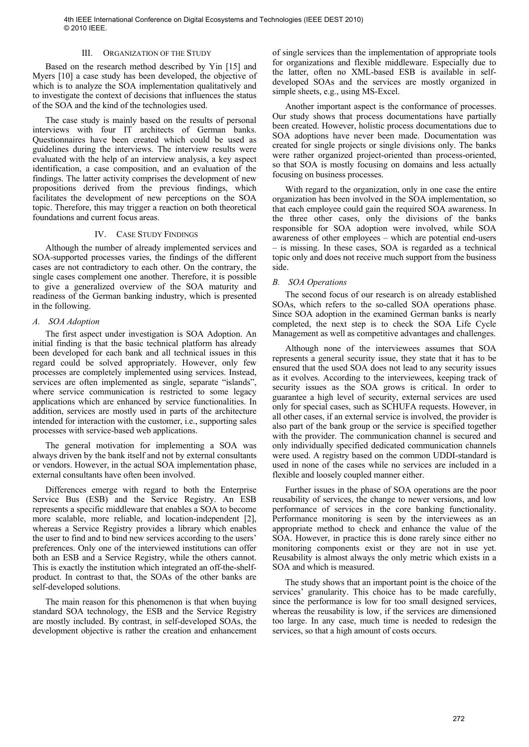## III. Organization of the Study

Based on the research method described by Yin [15] and Myers [10] a case study has been developed, the objective of which is to analyze the SOA implementation qualitatively and to investigate the context of decisions that influences the status of the SOA and the kind of the technologies used.

The case study is mainly based on the results of personal interviews with four IT architects of German banks. Questionnaires have been created which could be used as guidelines during the interviews. The interview results were evaluated with the help of an interview analysis, a key aspect identification, a case composition, and an evaluation of the findings. The latter activity comprises the development of new propositions derived from the previous findings, which facilitates the development of new perceptions on the SOA topic. Therefore, this may trigger a reaction on both theoretical foundations and current focus areas.

## IV. Case Study Findings

Although the number of already implemented services and SOA-supported processes varies, the findings of the different cases are not contradictory to each other. On the contrary, the single cases complement one another. Therefore, it is possible to give a generalized overview of the SOA maturity and readiness of the German banking industry, which is presented in the following.

### *A. SOA Adoption*

The first aspect under investigation is SOA Adoption. An initial finding is that the basic technical platform has already been developed for each bank and all technical issues in this regard could be solved appropriately. However, only few processes are completely implemented using services. Instead, services are often implemented as single, separate "islands", where service communication is restricted to some legacy applications which are enhanced by service functionalities. In addition, services are mostly used in parts of the architecture intended for interaction with the customer, i.e., supporting sales processes with service-based web applications.

The general motivation for implementing a SOA was always driven by the bank itself and not by external consultants or vendors. However, in the actual SOA implementation phase, external consultants have often been involved.

Differences emerge with regard to both the Enterprise Service Bus (ESB) and the Service Registry. An ESB represents a specific middleware that enables a SOA to become more scalable, more reliable, and location-independent [2], whereas a Service Registry provides a library which enables the user to find and to bind new services according to the users' preferences. Only one of the interviewed institutions can offer both an ESB and a Service Registry, while the others cannot. This is exactly the institution which integrated an off-the-shelf-product. In contrast to that, the SOAs of the other banks are self-developed solutions.

The main reason for this phenomenon is that when buying standard SOA technology, the ESB and the Service Registry are mostly included. By contrast, in self-developed SOAs, the development objective is rather the creation and enhancement of single services than the implementation of appropriate tools for organizations and flexible middleware. Especially due to the latter, often no XML-based ESB is available in self-developed SOAs and the services are mostly organized in simple sheets, e.g., using MS-Excel.

Another important aspect is the conformance of processes. Our study shows that process documentations have partially been created. However, holistic process documentations due to SOA adoptions have never been made. Documentation was created for single projects or single divisions only. The banks were rather organized project-oriented than process-oriented, so that SOA is mostly focusing on domains and less actually focusing on business processes.

With regard to the organization, only in one case the entire organization has been involved in the SOA implementation, so that each employee could gain the required SOA awareness. In the three other cases, only the divisions of the banks responsible for SOA adoption were involved, while SOA awareness of other employees – which are potential end-users – is missing. In these cases, SOA is regarded as a technical topic only and does not receive much support from the business side.

### *B. SOA Operations*

The second focus of our research is on already established SOAs, which refers to the so-called SOA operations phase. Since SOA adoption in the examined German banks is nearly completed, the next step is to check the SOA Life Cycle Management as well as competitive advantages and challenges.

Although none of the interviewees assumes that SOA represents a general security issue, they state that it has to be ensured that the used SOA does not lead to any security issues as it evolves. According to the interviewees, keeping track of security issues as the SOA grows is critical. In order to guarantee a high level of security, external services are used only for special cases, such as SCHUFA requests. However, in all other cases, if an external service is involved, the provider is also part of the bank group or the service is specified together with the provider. The communication channel is secured and only individually specified dedicated communication channels were used. A registry based on the common UDDI-standard is used in none of the cases while no services are included in a flexible and loosely coupled manner either.

Further issues in the phase of SOA operations are the poor reusability of services, the change to newer versions, and low performance of services in the core banking functionality. Performance monitoring is seen by the interviewees as an appropriate method to check and enhance the value of the SOA. However, in practice this is done rarely since either no monitoring components exist or they are not in use yet. Reusability is almost always the only metric which exists in a SOA and which is measured.

The study shows that an important point is the choice of the services' granularity. This choice has to be made carefully, since the performance is low for too small designed services, whereas the reusability is low, if the services are dimensioned too large. In any case, much time is needed to redesign the services, so that a high amount of costs occurs.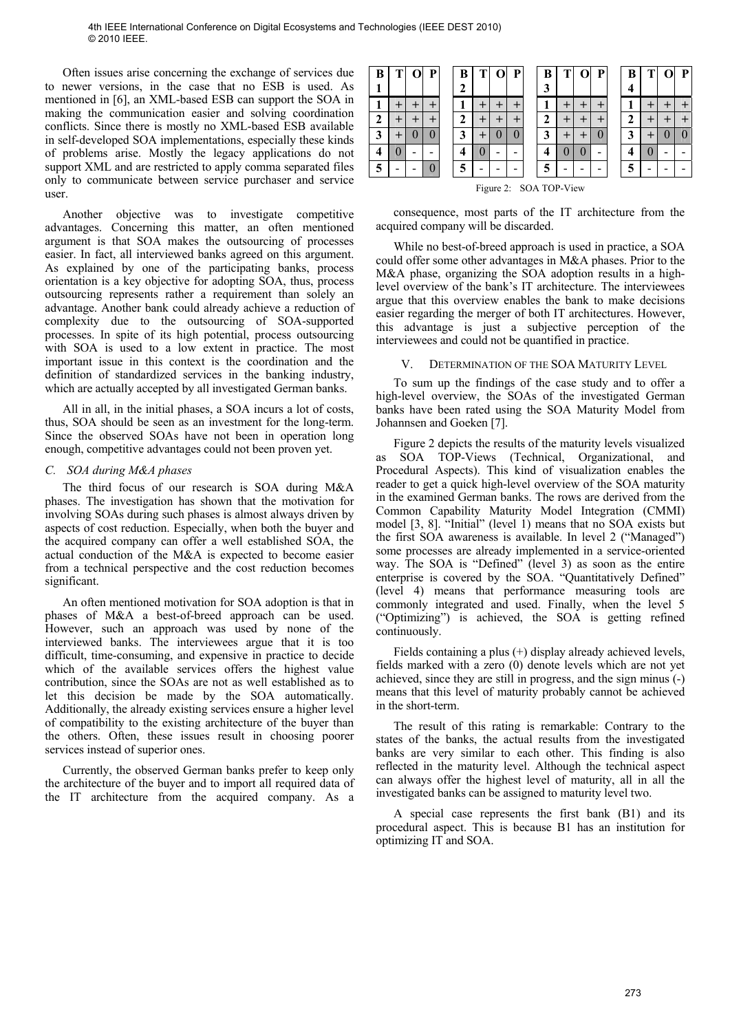Often issues arise concerning the exchange of services due to newer versions, in the case that no ESB is used. As mentioned in [6], an XML-based ESB can support the SOA in making the communication easier and solving coordination conflicts. Since there is mostly no XML-based ESB available in self-developed SOA implementations, especially these kinds of problems arise. Mostly the legacy applications do not support XML and are restricted to apply comma separated files only to communicate between service purchaser and service user.

Another objective was to investigate competitive advantages. Concerning this matter, an often mentioned argument is that SOA makes the outsourcing of processes easier. In fact, all interviewed banks agreed on this argument. As explained by one of the participating banks, process orientation is a key objective for adopting SOA, thus, process outsourcing represents rather a requirement than solely an advantage. Another bank could already achieve a reduction of complexity due to the outsourcing of SOA-supported processes. In spite of its high potential, process outsourcing with SOA is used to a low extent in practice. The most important issue in this context is the coordination and the definition of standardized services in the banking industry, which are actually accepted by all investigated German banks.

All in all, in the initial phases, a SOA incurs a lot of costs, thus, SOA should be seen as an investment for the long-term. Since the observed SOAs have not been in operation long enough, competitive advantages could not been proven yet.

### C. SOA during M&A phases

The third focus of our research is SOA during M&A phases. The investigation has shown that the motivation for involving SOAs during such phases is almost always driven by aspects of cost reduction. Especially, when both the buyer and the acquired company can offer a well established SOA, the actual conduction of the M&A is expected to become easier from a technical perspective and the cost reduction becomes significant.

An often mentioned motivation for SOA adoption is that in phases of M&A a best-of-breed approach can be used. However, such an approach was used by none of the interviewed banks. The interviewees argue that it is too difficult, time-consuming, and expensive in practice to decide which of the available services offers the highest value contribution, since the SOAs are not as well established as to let this decision be made by the SOA automatically. Additionally, the already existing services ensure a higher level of compatibility to the existing architecture of the buyer than the others. Often, these issues result in choosing poorer services instead of superior ones.

Currently, the observed German banks prefer to keep only the architecture of the buyer and to import all required data of the IT architecture from the acquired company. As a consequence, most parts of the IT architecture from the acquired company will be discarded.

While no best-of-breed approach is used in practice, a SOA could offer some other advantages in M&A phases. Prior to the M&A phase, organizing the SOA adoption results in a high-level overview of the bank's IT architecture. The interviewees argue that this overview enables the bank to make decisions easier regarding the merger of both IT architectures. However, this advantage is just a subjective perception of the interviewees and could not be quantified in practice.

## V. Determination of the SOA Maturity Level

To sum up the findings of the case study and to offer a high-level overview, the SOAs of the investigated German banks have been rated using the SOA Maturity Model from Johannsen and Goeken [7].

| B1 | T | O | P |
|---|---|---|---|
| 1 | + | + | + |
| 2 | + | + | + |
| 3 | + | 0 | 0 |
| 4 | 0 | - | - |
| 5 | - | - | 0 |

| B2 | T | O | P |
|---|---|---|---|
| 1 | + | + | + |
| 2 | + | + | + |
| 3 | + | 0 | 0 |
| 4 | 0 | - | - |
| 5 | - | - | - |

| B3 | T | O | P |
|---|---|---|---|
| 1 | + | + | + |
| 2 | + | + | + |
| 3 | + | + | 0 |
| 4 | 0 | 0 | - |
| 5 | - | - | - |

| B4 | T | O | P |
|---|---|---|---|
| 1 | + | + | + |
| 2 | + | + | + |
| 3 | + | 0 | 0 |
| 4 | 0 | - | - |
| 5 | - | - | - |

Figure 2: SOA TOP-View

Figure 2 depicts the results of the maturity levels visualized as SOA TOP-Views (Technical, Organizational, and Procedural Aspects). This kind of visualization enables the reader to get a quick high-level overview of the SOA maturity in the examined German banks. The rows are derived from the Common Capability Maturity Model Integration (CMMI) model [3, 8]. "Initial" (level 1) means that no SOA exists but the first SOA awareness is available. In level 2 ("Managed") some processes are already implemented in a service-oriented way. The SOA is "Defined" (level 3) as soon as the entire enterprise is covered by the SOA. "Quantitatively Defined" (level 4) means that performance measuring tools are commonly integrated and used. Finally, when the level 5 ("Optimizing") is achieved, the SOA is getting refined continuously.

Fields containing a plus (+) display already achieved levels, fields marked with a zero (0) denote levels which are not yet achieved, since they are still in progress, and the sign minus (-) means that this level of maturity probably cannot be achieved in the short-term.

The result of this rating is remarkable: Contrary to the states of the banks, the actual results from the investigated banks are very similar to each other. This finding is also reflected in the maturity level. Although the technical aspect can always offer the highest level of maturity, all in all the investigated banks can be assigned to maturity level two.

A special case represents the first bank (B1) and its procedural aspect. This is because B1 has an institution for optimizing IT and SOA.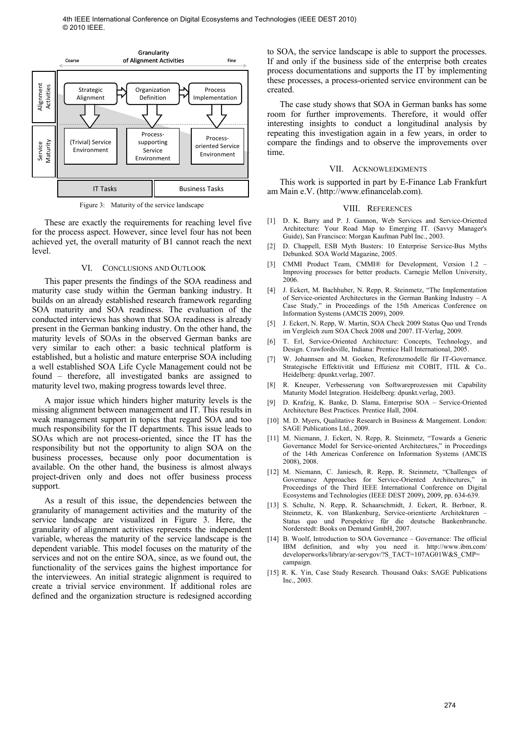Granularity of Alignment Activities

Coarse

Fine

Alignment Activities

Service Maturity

Strategic Alignment

Organization Definition

Process Implementation

(Trivial) Service Environment

Process-supporting Service Environment

Process-oriented Service Environment

IT Tasks

Business Tasks

Figure 3: Maturity of the service landscape

These are exactly the requirements for reaching level five for the process aspect. However, since level four has not been achieved yet, the overall maturity of B1 cannot reach the next level.

## VI. Conclusions and Outlook

This paper presents the findings of the SOA readiness and maturity case study within the German banking industry. It builds on an already established research framework regarding SOA maturity and SOA readiness. The evaluation of the conducted interviews has shown that SOA readiness is already present in the German banking industry. On the other hand, the maturity levels of SOAs in the observed German banks are very similar to each other: a basic technical platform is established, but a holistic and mature enterprise SOA including a well established SOA Life Cycle Management could not be found – therefore, all investigated banks are assigned to maturity level two, making progress towards level three.

A major issue which hinders higher maturity levels is the missing alignment between management and IT. This results in weak management support in topics that regard SOA and too much responsibility for the IT departments. This issue leads to SOAs which are not process-oriented, since the IT has the responsibility but not the opportunity to align SOA on the business processes, because only poor documentation is available. On the other hand, the business is almost always project-driven only and does not offer business process support.

As a result of this issue, the dependencies between the granularity of management activities and the maturity of the service landscape are visualized in Figure 3. Here, the granularity of alignment activities represents the independent variable, whereas the maturity of the service landscape is the dependent variable. This model focuses on the maturity of the services and not on the entire SOA, since, as we found out, the functionality of the services gains the highest importance for the interviewees. An initial strategic alignment is required to create a trivial service environment. If additional roles are defined and the organization structure is redesigned according to SOA, the service landscape is able to support the processes. If and only if the business side of the enterprise both creates process documentations and supports the IT by implementing these processes, a process-oriented service environment can be created.

The case study shows that SOA in German banks has some room for further improvements. Therefore, it would offer interesting insights to conduct a longitudinal analysis by repeating this investigation again in a few years, in order to compare the findings and to observe the improvements over time.

## VII. Acknowledgments

This work is supported in part by E-Finance Lab Frankfurt am Main e.V. (http://www.efinancelab.com).

## VIII. References

[1] D. K. Barry and P. J. Gannon, Web Services and Service-Oriented Architecture: Your Road Map to Emerging IT. (Savvy Manager's Guide), San Francisco: Morgan Kaufman Publ Inc., 2003.

[2] D. Chappell, ESB Myth Busters: 10 Enterprise Service-Bus Myths Debunked. SOA World Magazine, 2005.

[3] CMMI Product Team, CMMI® for Development, Version 1.2 – Improving processes for better products. Carnegie Mellon University, 2006.

[4] J. Eckert, M. Bachhuber, N. Repp, R. Steinmetz, "The Implementation of Service-oriented Architectures in the German Banking Industry – A Case Study," in Proceedings of the 15th Americas Conference on Information Systems (AMCIS 2009), 2009.

[5] J. Eckert, N. Repp, W. Martin, SOA Check 2009 Status Quo und Trends im Vergleich zum SOA Check 2008 und 2007. IT-Verlag, 2009.

[6] T. Erl, Service-Oriented Architecture: Concepts, Technology, and Design. Crawfordsville, Indiana: Prentice Hall International, 2005.

[7] W. Johannsen and M. Goeken, Referenzmodelle für IT-Governance. Strategische Effektivität und Effizienz mit COBIT, ITIL & Co.. Heidelberg: dpunkt.verlag, 2007.

[8] R. Kneuper, Verbesserung von Softwareprozessen mit Capability Maturity Model Integration. Heidelberg: dpunkt.verlag, 2003.

[9] D. Krafzig, K. Banke, D. Slama, Enterprise SOA – Service-Oriented Architecture Best Practices. Prentice Hall, 2004.

[10] M. D. Myers, Qualitative Research in Business & Mangement. London: SAGE Publications Ltd., 2009.

[11] M. Niemann, J. Eckert, N. Repp, R. Steinmetz, "Towards a Generic Governance Model for Service-oriented Architectures," in Proceedings of the 14th Americas Conference on Information Systems (AMCIS 2008), 2008.

[12] M. Niemann, C. Janiesch, R. Repp, R. Steinmetz, "Challenges of Governance Approaches for Service-Oriented Architectures," in Proceedings of the Third IEEE International Conference on Digital Ecosystems and Technologies (IEEE DEST 2009), 2009, pp. 634-639.

[13] S. Schulte, N. Repp, R. Schaarschmidt, J. Eckert, R. Berbner, R. Steinmetz, K. von Blankenburg, Service-orientierte Architekturen – Status quo und Perspektive für die deutsche Bankenbranche. Norderstedt: Books on Demand GmbH, 2007.

[14] B. Woolf, Introduction to SOA Governance – Governance: The official IBM definition, and why you need it. http://www.ibm.com/developerworks/library/ar-servgov/?S_TACT=107AG01W&S_CMP=campaign.

[15] R. K. Yin, Case Study Research. Thousand Oaks: SAGE Publications Inc., 2003.